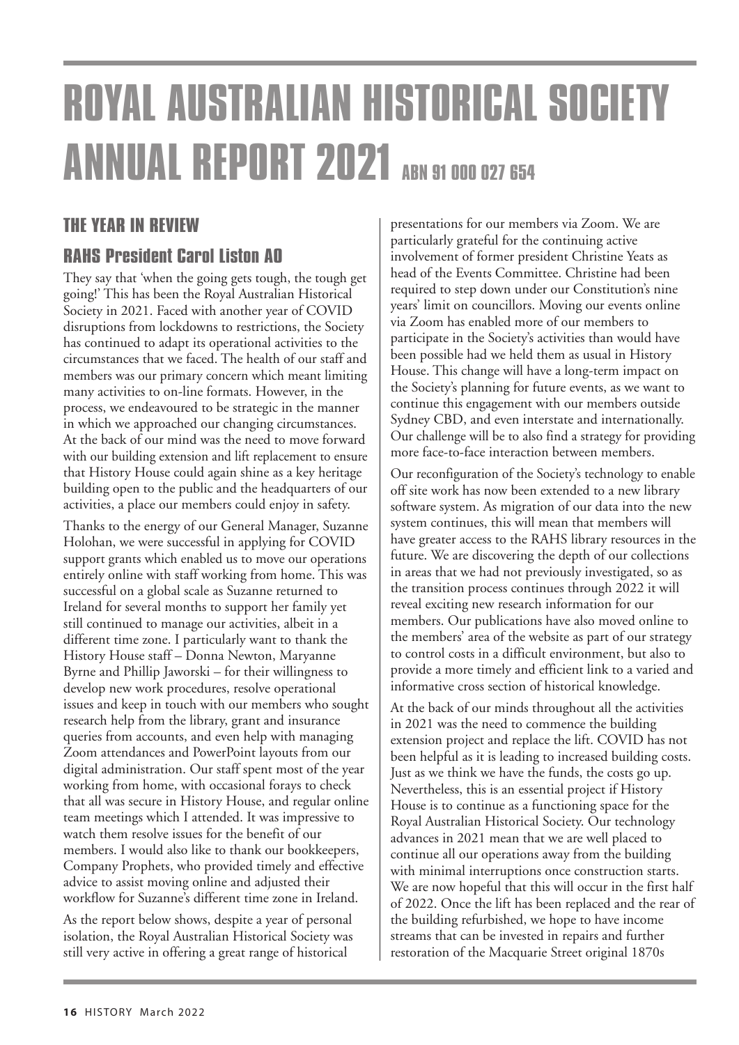# ROYAL AUSTRALIAN HISTORICAL SOCIETY ANNUAL REPORT 2021 ABN 91 000 027 654

## THE YEAR IN REVIEW

### RAHS President Carol Liston AO

They say that 'when the going gets tough, the tough get going!' This has been the Royal Australian Historical Society in 2021. Faced with another year of COVID disruptions from lockdowns to restrictions, the Society has continued to adapt its operational activities to the circumstances that we faced. The health of our staff and members was our primary concern which meant limiting many activities to on-line formats. However, in the process, we endeavoured to be strategic in the manner in which we approached our changing circumstances. At the back of our mind was the need to move forward with our building extension and lift replacement to ensure that History House could again shine as a key heritage building open to the public and the headquarters of our activities, a place our members could enjoy in safety.

Thanks to the energy of our General Manager, Suzanne Holohan, we were successful in applying for COVID support grants which enabled us to move our operations entirely online with staff working from home. This was successful on a global scale as Suzanne returned to Ireland for several months to support her family yet still continued to manage our activities, albeit in a different time zone. I particularly want to thank the History House staff – Donna Newton, Maryanne Byrne and Phillip Jaworski – for their willingness to develop new work procedures, resolve operational issues and keep in touch with our members who sought research help from the library, grant and insurance queries from accounts, and even help with managing Zoom attendances and PowerPoint layouts from our digital administration. Our staff spent most of the year working from home, with occasional forays to check that all was secure in History House, and regular online team meetings which I attended. It was impressive to watch them resolve issues for the benefit of our members. I would also like to thank our bookkeepers, Company Prophets, who provided timely and effective advice to assist moving online and adjusted their workflow for Suzanne's different time zone in Ireland.

As the report below shows, despite a year of personal isolation, the Royal Australian Historical Society was still very active in offering a great range of historical presentations for our members via Zoom. We are particularly grateful for the continuing active involvement of former president Christine Yeats as head of the Events Committee. Christine had been required to step down under our Constitution's nine years' limit on councillors. Moving our events online via Zoom has enabled more of our members to participate in the Society's activities than would have been possible had we held them as usual in History House. This change will have a long-term impact on the Society's planning for future events, as we want to continue this engagement with our members outside Sydney CBD, and even interstate and internationally. Our challenge will be to also find a strategy for providing more face-to-face interaction between members.

Our reconfiguration of the Society's technology to enable off site work has now been extended to a new library software system. As migration of our data into the new system continues, this will mean that members will have greater access to the RAHS library resources in the future. We are discovering the depth of our collections in areas that we had not previously investigated, so as the transition process continues through 2022 it will reveal exciting new research information for our members. Our publications have also moved online to the members' area of the website as part of our strategy to control costs in a difficult environment, but also to provide a more timely and efficient link to a varied and informative cross section of historical knowledge.

At the back of our minds throughout all the activities in 2021 was the need to commence the building extension project and replace the lift. COVID has not been helpful as it is leading to increased building costs. Just as we think we have the funds, the costs go up. Nevertheless, this is an essential project if History House is to continue as a functioning space for the Royal Australian Historical Society. Our technology advances in 2021 mean that we are well placed to continue all our operations away from the building with minimal interruptions once construction starts. We are now hopeful that this will occur in the first half of 2022. Once the lift has been replaced and the rear of the building refurbished, we hope to have income streams that can be invested in repairs and further restoration of the Macquarie Street original 1870s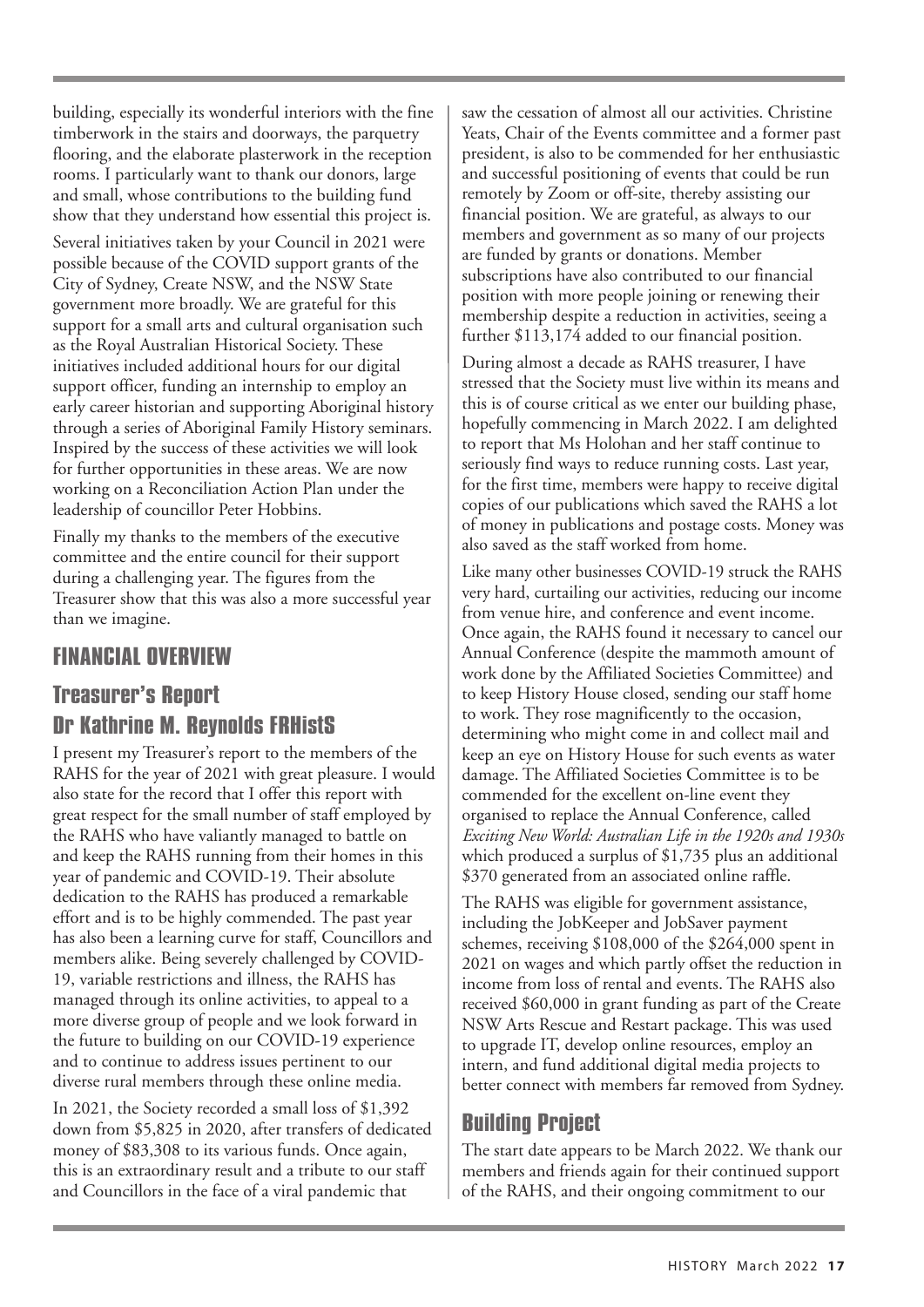building, especially its wonderful interiors with the fine timberwork in the stairs and doorways, the parquetry flooring, and the elaborate plasterwork in the reception rooms. I particularly want to thank our donors, large and small, whose contributions to the building fund show that they understand how essential this project is.

Several initiatives taken by your Council in 2021 were possible because of the COVID support grants of the City of Sydney, Create NSW, and the NSW State government more broadly. We are grateful for this support for a small arts and cultural organisation such as the Royal Australian Historical Society. These initiatives included additional hours for our digital support officer, funding an internship to employ an early career historian and supporting Aboriginal history through a series of Aboriginal Family History seminars. Inspired by the success of these activities we will look for further opportunities in these areas. We are now working on a Reconciliation Action Plan under the leadership of councillor Peter Hobbins.

Finally my thanks to the members of the executive committee and the entire council for their support during a challenging year. The figures from the Treasurer show that this was also a more successful year than we imagine.

## FINANCIAL OVERVIEW

### Treasurer's Report

### Dr Kathrine M. Reynolds FRHistS

I present my Treasurer's report to the members of the RAHS for the year of 2021 with great pleasure. I would also state for the record that I offer this report with great respect for the small number of staff employed by the RAHS who have valiantly managed to battle on and keep the RAHS running from their homes in this year of pandemic and COVID-19. Their absolute dedication to the RAHS has produced a remarkable effort and is to be highly commended. The past year has also been a learning curve for staff, Councillors and members alike. Being severely challenged by COVID-19, variable restrictions and illness, the RAHS has managed through its online activities, to appeal to a more diverse group of people and we look forward in the future to building on our COVID-19 experience and to continue to address issues pertinent to our diverse rural members through these online media.

In 2021, the Society recorded a small loss of $1,392 down from $5,825 in 2020, after transfers of dedicated money of $83,308 to its various funds. Once again, this is an extraordinary result and a tribute to our staff and Councillors in the face of a viral pandemic that saw the cessation of almost all our activities. Christine Yeats, Chair of the Events committee and a former past president, is also to be commended for her enthusiastic and successful positioning of events that could be run remotely by Zoom or off-site, thereby assisting our financial position. We are grateful, as always to our members and government as so many of our projects are funded by grants or donations. Member subscriptions have also contributed to our financial position with more people joining or renewing their membership despite a reduction in activities, seeing a further $113,174 added to our financial position.

During almost a decade as RAHS treasurer, I have stressed that the Society must live within its means and this is of course critical as we enter our building phase, hopefully commencing in March 2022. I am delighted to report that Ms Holohan and her staff continue to seriously find ways to reduce running costs. Last year, for the first time, members were happy to receive digital copies of our publications which saved the RAHS a lot of money in publications and postage costs. Money was also saved as the staff worked from home.

Like many other businesses COVID-19 struck the RAHS very hard, curtailing our activities, reducing our income from venue hire, and conference and event income. Once again, the RAHS found it necessary to cancel our Annual Conference (despite the mammoth amount of work done by the Affiliated Societies Committee) and to keep History House closed, sending our staff home to work. They rose magnificently to the occasion, determining who might come in and collect mail and keep an eye on History House for such events as water damage. The Affiliated Societies Committee is to be commended for the excellent on-line event they organised to replace the Annual Conference, called *Exciting New World: Australian Life in the 1920s and 1930s* which produced a surplus of $1,735 plus an additional $370 generated from an associated online raffle.

The RAHS was eligible for government assistance, including the JobKeeper and JobSaver payment schemes, receiving $108,000 of the $264,000 spent in 2021 on wages and which partly offset the reduction in income from loss of rental and events. The RAHS also received $60,000 in grant funding as part of the Create NSW Arts Rescue and Restart package. This was used to upgrade IT, develop online resources, employ an intern, and fund additional digital media projects to better connect with members far removed from Sydney.

### Building Project

The start date appears to be March 2022. We thank our members and friends again for their continued support of the RAHS, and their ongoing commitment to our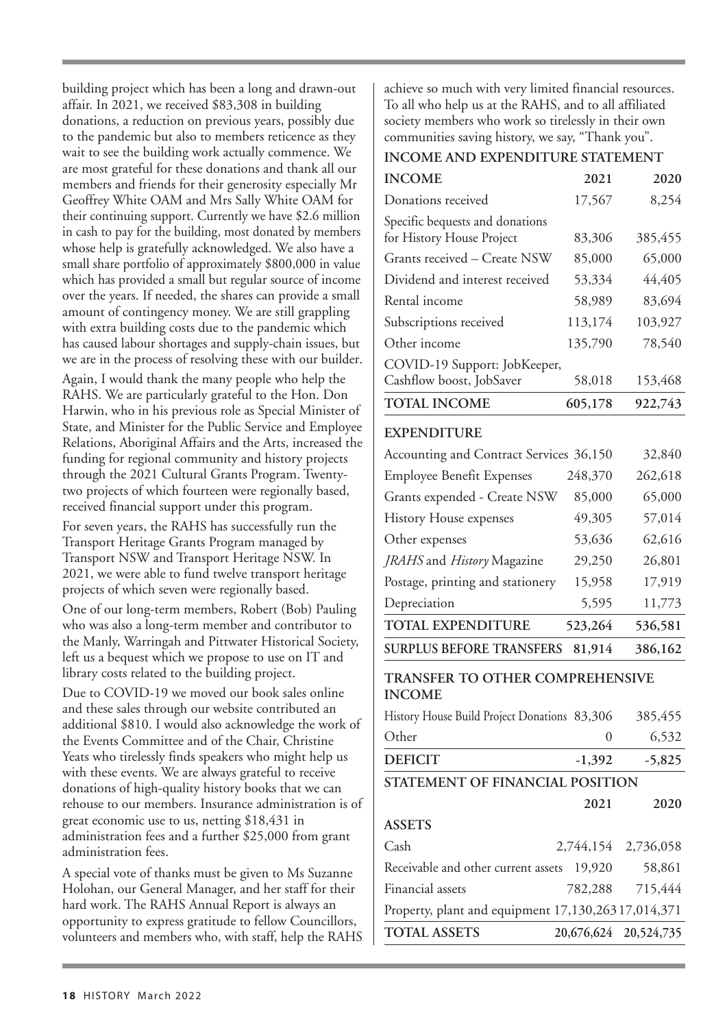building project which has been a long and drawn-out affair. In 2021, we received $83,308 in building donations, a reduction on previous years, possibly due to the pandemic but also to members reticence as they wait to see the building work actually commence. We are most grateful for these donations and thank all our members and friends for their generosity especially Mr Geoffrey White OAM and Mrs Sally White OAM for their continuing support. Currently we have $2.6 million in cash to pay for the building, most donated by members whose help is gratefully acknowledged. We also have a small share portfolio of approximately $800,000 in value which has provided a small but regular source of income over the years. If needed, the shares can provide a small amount of contingency money. We are still grappling with extra building costs due to the pandemic which has caused labour shortages and supply-chain issues, but we are in the process of resolving these with our builder.

Again, I would thank the many people who help the RAHS. We are particularly grateful to the Hon. Don Harwin, who in his previous role as Special Minister of State, and Minister for the Public Service and Employee Relations, Aboriginal Affairs and the Arts, increased the funding for regional community and history projects through the 2021 Cultural Grants Program. Twenty-two projects of which fourteen were regionally based, received financial support under this program.

For seven years, the RAHS has successfully run the Transport Heritage Grants Program managed by Transport NSW and Transport Heritage NSW. In 2021, we were able to fund twelve transport heritage projects of which seven were regionally based.

One of our long-term members, Robert (Bob) Pauling who was also a long-term member and contributor to the Manly, Warringah and Pittwater Historical Society, left us a bequest which we propose to use on IT and library costs related to the building project.

Due to COVID-19 we moved our book sales online and these sales through our website contributed an additional $810. I would also acknowledge the work of the Events Committee and of the Chair, Christine Yeats who tirelessly finds speakers who might help us with these events. We are always grateful to receive donations of high-quality history books that we can rehouse to our members. Insurance administration is of great economic use to us, netting $18,431 in administration fees and a further $25,000 from grant administration fees.

A special vote of thanks must be given to Ms Suzanne Holohan, our General Manager, and her staff for their hard work. The RAHS Annual Report is always an opportunity to express gratitude to fellow Councillors, volunteers and members who, with staff, help the RAHS achieve so much with very limited financial resources. To all who help us at the RAHS, and to all affiliated society members who work so tirelessly in their own communities saving history, we say, "Thank you".

## INCOME AND EXPENDITURE STATEMENT

| INCOME | 2021 | 2020 |
|---|---|---|
| Donations received | 17,567 | 8,254 |
| Specific bequests and donations for History House Project | 83,306 | 385,455 |
| Grants received – Create NSW | 85,000 | 65,000 |
| Dividend and interest received | 53,334 | 44,405 |
| Rental income | 58,989 | 83,694 |
| Subscriptions received | 113,174 | 103,927 |
| Other income | 135,790 | 78,540 |
| COVID-19 Support: JobKeeper, Cashflow boost, JobSaver | 58,018 | 153,468 |
| **TOTAL INCOME** | **605,178** | **922,743** |

| EXPENDITURE | 2021 | 2020 |
|---|---|---|
| Accounting and Contract Services | 36,150 | 32,840 |
| Employee Benefit Expenses | 248,370 | 262,618 |
| Grants expended - Create NSW | 85,000 | 65,000 |
| History House expenses | 49,305 | 57,014 |
| Other expenses | 53,636 | 62,616 |
| *JRAHS* and *History* Magazine | 29,250 | 26,801 |
| Postage, printing and stationery | 15,958 | 17,919 |
| Depreciation | 5,595 | 11,773 |
| **TOTAL EXPENDITURE** | **523,264** | **536,581** |
| **SURPLUS BEFORE TRANSFERS** | **81,914** | **386,162** |

| TRANSFER TO OTHER COMPREHENSIVE INCOME | 2021 | 2020 |
|---|---|---|
| History House Build Project Donations | 83,306 | 385,455 |
| Other | 0 | 6,532 |
| **DEFICIT** | **-1,392** | **-5,825** |

## STATEMENT OF FINANCIAL POSITION

| | 2021 | 2020 |
|---|---|---|
| **ASSETS** | | |
| Cash | 2,744,154 | 2,736,058 |
| Receivable and other current assets | 19,920 | 58,861 |
| Financial assets | 782,288 | 715,444 |
| Property, plant and equipment | 17,130,263 | 17,014,371 |
| **TOTAL ASSETS** | **20,676,624** | **20,524,735** |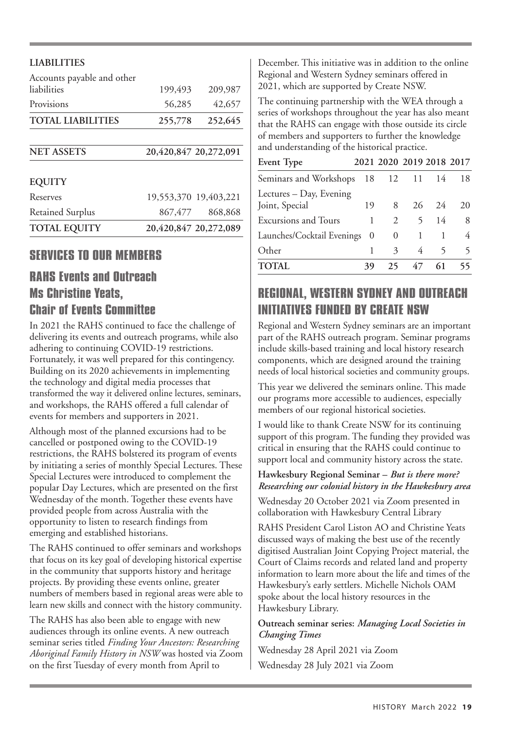### LIABILITIES

| | | |
|---|---|---|
| Accounts payable and other liabilities | 199,493 | 209,987 |
| Provisions | 56,285 | 42,657 |
| **TOTAL LIABILITIES** | **255,778** | **252,645** |
| **NET ASSETS** | **20,420,847** | **20,272,091** |

### EQUITY

| | | |
|---|---|---|
| Reserves | 19,553,370 | 19,403,221 |
| Retained Surplus | 867,477 | 868,868 |
| **TOTAL EQUITY** | **20,420,847** | **20,272,089** |

## SERVICES TO OUR MEMBERS

## RAHS Events and Outreach Ms Christine Yeats, Chair of Events Committee

In 2021 the RAHS continued to face the challenge of delivering its events and outreach programs, while also adhering to continuing COVID-19 restrictions. Fortunately, it was well prepared for this contingency. Building on its 2020 achievements in implementing the technology and digital media processes that transformed the way it delivered online lectures, seminars, and workshops, the RAHS offered a full calendar of events for members and supporters in 2021.

Although most of the planned excursions had to be cancelled or postponed owing to the COVID-19 restrictions, the RAHS bolstered its program of events by initiating a series of monthly Special Lectures. These Special Lectures were introduced to complement the popular Day Lectures, which are presented on the first Wednesday of the month. Together these events have provided people from across Australia with the opportunity to listen to research findings from emerging and established historians.

The RAHS continued to offer seminars and workshops that focus on its key goal of developing historical expertise in the community that supports history and heritage projects. By providing these events online, greater numbers of members based in regional areas were able to learn new skills and connect with the history community.

The RAHS has also been able to engage with new audiences through its online events. A new outreach seminar series titled *Finding Your Ancestors: Researching Aboriginal Family History in NSW* was hosted via Zoom on the first Tuesday of every month from April to December. This initiative was in addition to the online Regional and Western Sydney seminars offered in 2021, which are supported by Create NSW.

The continuing partnership with the WEA through a series of workshops throughout the year has also meant that the RAHS can engage with those outside its circle of members and supporters to further the knowledge and understanding of the historical practice.

| Event Type | 2021 | 2020 | 2019 | 2018 | 2017 |
|---|---|---|---|---|---|
| Seminars and Workshops | 18 | 12 | 11 | 14 | 18 |
| Lectures – Day, Evening Joint, Special | 19 | 8 | 26 | 24 | 20 |
| Excursions and Tours | 1 | 2 | 5 | 14 | 8 |
| Launches/Cocktail Evenings | 0 | 0 | 1 | 1 | 4 |
| Other | 1 | 3 | 4 | 5 | 5 |
| **TOTAL** | **39** | **25** | **47** | **61** | **55** |

## REGIONAL, WESTERN SYDNEY AND OUTREACH INITIATIVES FUNDED BY CREATE NSW

Regional and Western Sydney seminars are an important part of the RAHS outreach program. Seminar programs include skills-based training and local history research components, which are designed around the training needs of local historical societies and community groups.

This year we delivered the seminars online. This made our programs more accessible to audiences, especially members of our regional historical societies.

I would like to thank Create NSW for its continuing support of this program. The funding they provided was critical in ensuring that the RAHS could continue to support local and community history across the state.

**Hawkesbury Regional Seminar –** ***But is there more? Researching our colonial history in the Hawkesbury area***

Wednesday 20 October 2021 via Zoom presented in collaboration with Hawkesbury Central Library

RAHS President Carol Liston AO and Christine Yeats discussed ways of making the best use of the recently digitised Australian Joint Copying Project material, the Court of Claims records and related land and property information to learn more about the life and times of the Hawkesbury's early settlers. Michelle Nichols OAM spoke about the local history resources in the Hawkesbury Library.

**Outreach seminar series:** ***Managing Local Societies in Changing Times***

Wednesday 28 April 2021 via Zoom

Wednesday 28 July 2021 via Zoom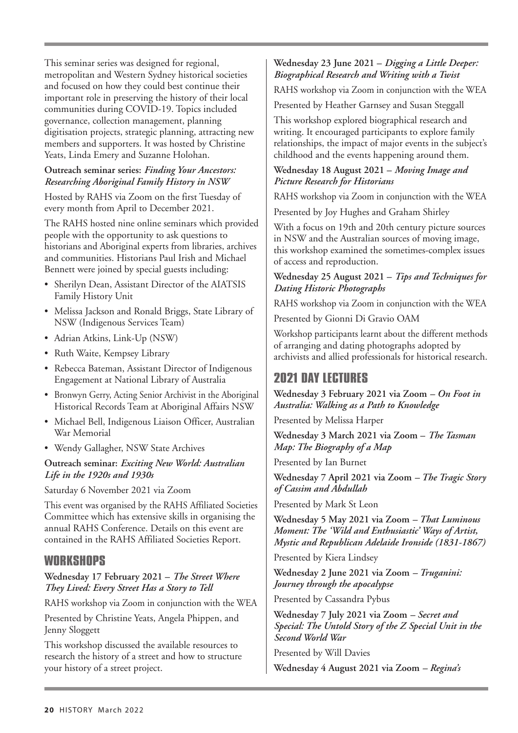This seminar series was designed for regional, metropolitan and Western Sydney historical societies and focused on how they could best continue their important role in preserving the history of their local communities during COVID-19. Topics included governance, collection management, planning digitisation projects, strategic planning, attracting new members and supporters. It was hosted by Christine Yeats, Linda Emery and Suzanne Holohan.

**Outreach seminar series:** ***Finding Your Ancestors: Researching Aboriginal Family History in NSW***

Hosted by RAHS via Zoom on the first Tuesday of every month from April to December 2021.

The RAHS hosted nine online seminars which provided people with the opportunity to ask questions to historians and Aboriginal experts from libraries, archives and communities. Historians Paul Irish and Michael Bennett were joined by special guests including:

- Sherilyn Dean, Assistant Director of the AIATSIS Family History Unit
- Melissa Jackson and Ronald Briggs, State Library of NSW (Indigenous Services Team)
- Adrian Atkins, Link-Up (NSW)
- Ruth Waite, Kempsey Library
- Rebecca Bateman, Assistant Director of Indigenous Engagement at National Library of Australia
- Bronwyn Gerry, Acting Senior Archivist in the Aboriginal Historical Records Team at Aboriginal Affairs NSW
- Michael Bell, Indigenous Liaison Officer, Australian War Memorial
- Wendy Gallagher, NSW State Archives

**Outreach seminar:** ***Exciting New World: Australian Life in the 1920s and 1930s***

Saturday 6 November 2021 via Zoom

This event was organised by the RAHS Affiliated Societies Committee which has extensive skills in organising the annual RAHS Conference. Details on this event are contained in the RAHS Affiliated Societies Report.

## WORKSHOPS

**Wednesday 17 February 2021 –** ***The Street Where They Lived: Every Street Has a Story to Tell***

RAHS workshop via Zoom in conjunction with the WEA

Presented by Christine Yeats, Angela Phippen, and Jenny Sloggett

This workshop discussed the available resources to research the history of a street and how to structure your history of a street project.

**Wednesday 23 June 2021 –** ***Digging a Little Deeper: Biographical Research and Writing with a Twist***

RAHS workshop via Zoom in conjunction with the WEA

Presented by Heather Garnsey and Susan Steggall

This workshop explored biographical research and writing. It encouraged participants to explore family relationships, the impact of major events in the subject's childhood and the events happening around them.

**Wednesday 18 August 2021 –** ***Moving Image and Picture Research for Historians***

RAHS workshop via Zoom in conjunction with the WEA

Presented by Joy Hughes and Graham Shirley

With a focus on 19th and 20th century picture sources in NSW and the Australian sources of moving image, this workshop examined the sometimes-complex issues of access and reproduction.

**Wednesday 25 August 2021 –** ***Tips and Techniques for Dating Historic Photographs***

RAHS workshop via Zoom in conjunction with the WEA

Presented by Gionni Di Gravio OAM

Workshop participants learnt about the different methods of arranging and dating photographs adopted by archivists and allied professionals for historical research.

## 2021 DAY LECTURES

**Wednesday 3 February 2021 via Zoom –** ***On Foot in Australia: Walking as a Path to Knowledge***

Presented by Melissa Harper

**Wednesday 3 March 2021 via Zoom –** ***The Tasman Map: The Biography of a Map***

Presented by Ian Burnet

**Wednesday 7 April 2021 via Zoom –** ***The Tragic Story of Cassim and Abdullah***

Presented by Mark St Leon

**Wednesday 5 May 2021 via Zoom –** ***That Luminous Moment: The 'Wild and Enthusiastic' Ways of Artist, Mystic and Republican Adelaide Ironside (1831-1867)***

Presented by Kiera Lindsey

**Wednesday 2 June 2021 via Zoom –** ***Truganini: Journey through the apocalypse***

Presented by Cassandra Pybus

**Wednesday 7 July 2021 via Zoom –** ***Secret and Special: The Untold Story of the Z Special Unit in the Second World War***

Presented by Will Davies

**Wednesday 4 August 2021 via Zoom –** ***Regina's***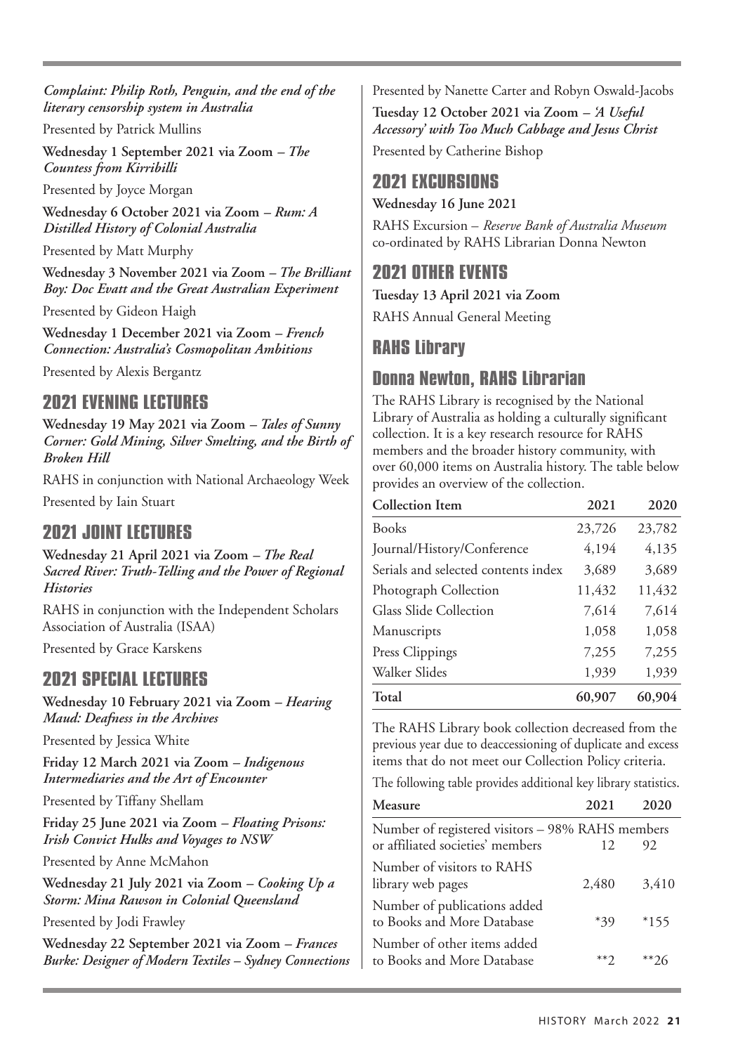***Complaint: Philip Roth, Penguin, and the end of the literary censorship system in Australia***

Presented by Patrick Mullins

**Wednesday 1 September 2021 via Zoom –** ***The Countess from Kirribilli***

Presented by Joyce Morgan

**Wednesday 6 October 2021 via Zoom –** ***Rum: A Distilled History of Colonial Australia***

Presented by Matt Murphy

**Wednesday 3 November 2021 via Zoom –** ***The Brilliant Boy: Doc Evatt and the Great Australian Experiment***

Presented by Gideon Haigh

**Wednesday 1 December 2021 via Zoom –** ***French Connection: Australia's Cosmopolitan Ambitions***

Presented by Alexis Bergantz

## 2021 EVENING LECTURES

**Wednesday 19 May 2021 via Zoom –** ***Tales of Sunny Corner: Gold Mining, Silver Smelting, and the Birth of Broken Hill***

RAHS in conjunction with National Archaeology Week

Presented by Iain Stuart

## 2021 JOINT LECTURES

**Wednesday 21 April 2021 via Zoom –** ***The Real Sacred River: Truth-Telling and the Power of Regional Histories***

RAHS in conjunction with the Independent Scholars Association of Australia (ISAA)

Presented by Grace Karskens

## 2021 SPECIAL LECTURES

**Wednesday 10 February 2021 via Zoom –** ***Hearing Maud: Deafness in the Archives***

Presented by Jessica White

**Friday 12 March 2021 via Zoom –** ***Indigenous Intermediaries and the Art of Encounter***

Presented by Tiffany Shellam

**Friday 25 June 2021 via Zoom –** ***Floating Prisons: Irish Convict Hulks and Voyages to NSW***

Presented by Anne McMahon

**Wednesday 21 July 2021 via Zoom –** ***Cooking Up a Storm: Mina Rawson in Colonial Queensland***

Presented by Jodi Frawley

**Wednesday 22 September 2021 via Zoom –** ***Frances Burke: Designer of Modern Textiles – Sydney Connections***

Presented by Nanette Carter and Robyn Oswald-Jacobs

**Tuesday 12 October 2021 via Zoom –** ***'A Useful Accessory' with Too Much Cabbage and Jesus Christ***

Presented by Catherine Bishop

## 2021 EXCURSIONS

**Wednesday 16 June 2021**

RAHS Excursion – *Reserve Bank of Australia Museum* co-ordinated by RAHS Librarian Donna Newton

## 2021 OTHER EVENTS

**Tuesday 13 April 2021 via Zoom**

RAHS Annual General Meeting

## RAHS Library

## Donna Newton, RAHS Librarian

The RAHS Library is recognised by the National Library of Australia as holding a culturally significant collection. It is a key research resource for RAHS members and the broader history community, with over 60,000 items on Australia history. The table below provides an overview of the collection.

| Collection Item | 2021 | 2020 |
|---|---|---|
| Books | 23,726 | 23,782 |
| Journal/History/Conference | 4,194 | 4,135 |
| Serials and selected contents index | 3,689 | 3,689 |
| Photograph Collection | 11,432 | 11,432 |
| Glass Slide Collection | 7,614 | 7,614 |
| Manuscripts | 1,058 | 1,058 |
| Press Clippings | 7,255 | 7,255 |
| Walker Slides | 1,939 | 1,939 |
| **Total** | **60,907** | **60,904** |

The RAHS Library book collection decreased from the previous year due to deaccessioning of duplicate and excess items that do not meet our Collection Policy criteria.

The following table provides additional key library statistics.

| Measure | 2021 | 2020 |
|---|---|---|
| Number of registered visitors – 98% RAHS members or affiliated societies' members | 12 | 92 |
| Number of visitors to RAHS library web pages | 2,480 | 3,410 |
| Number of publications added to Books and More Database | *39 | *155 |
| Number of other items added to Books and More Database | **2 | **26 |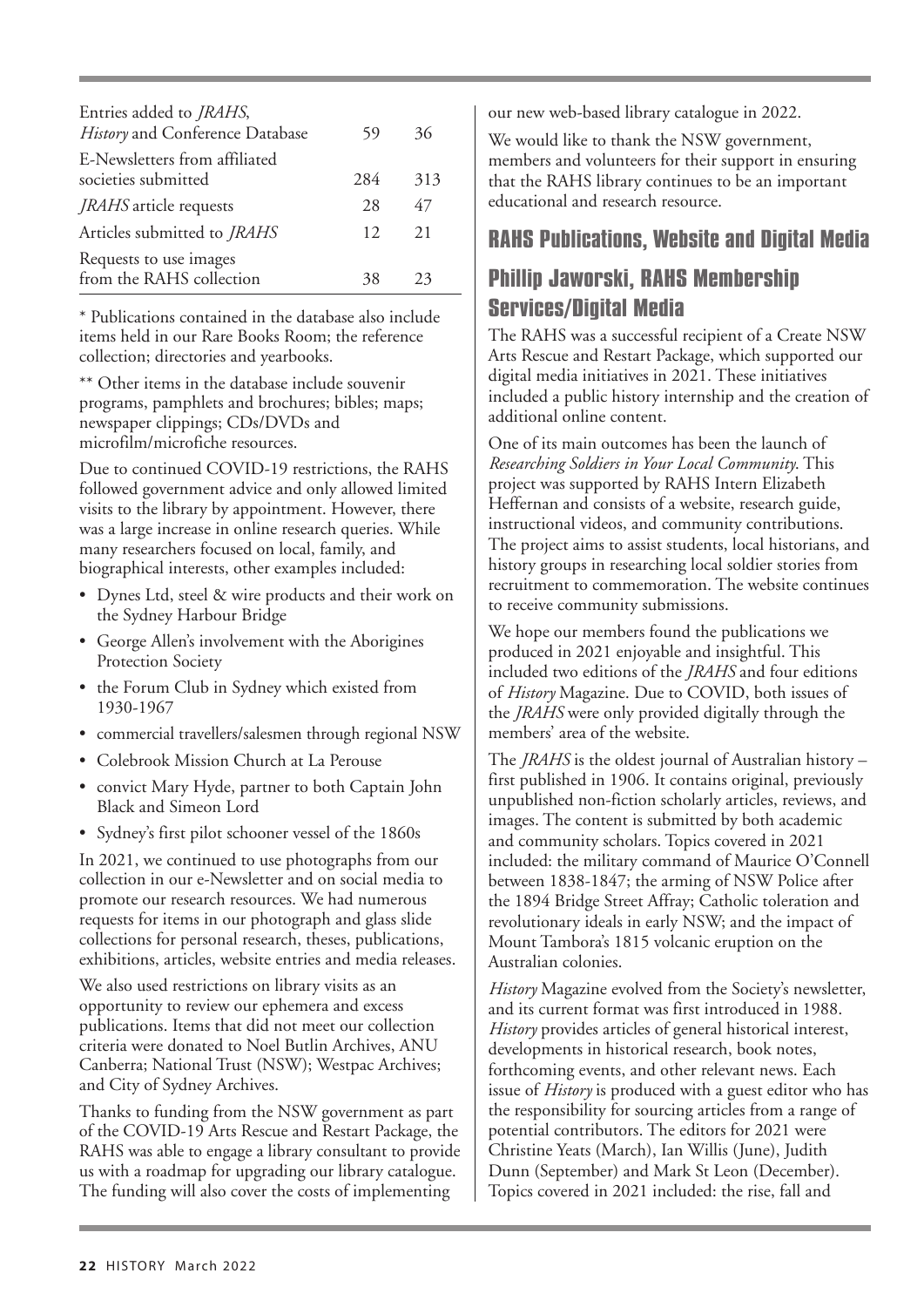| | | |
|---|---|---|
| Entries added to *JRAHS*, *History* and Conference Database | 59 | 36 |
| E-Newsletters from affiliated societies submitted | 284 | 313 |
| *JRAHS* article requests | 28 | 47 |
| Articles submitted to *JRAHS* | 12 | 21 |
| Requests to use images from the RAHS collection | 38 | 23 |

\* Publications contained in the database also include items held in our Rare Books Room; the reference collection; directories and yearbooks.

\*\* Other items in the database include souvenir programs, pamphlets and brochures; bibles; maps; newspaper clippings; CDs/DVDs and microfilm/microfiche resources.

Due to continued COVID-19 restrictions, the RAHS followed government advice and only allowed limited visits to the library by appointment. However, there was a large increase in online research queries. While many researchers focused on local, family, and biographical interests, other examples included:

- Dynes Ltd, steel & wire products and their work on the Sydney Harbour Bridge
- George Allen's involvement with the Aborigines Protection Society
- the Forum Club in Sydney which existed from 1930-1967
- commercial travellers/salesmen through regional NSW
- Colebrook Mission Church at La Perouse
- convict Mary Hyde, partner to both Captain John Black and Simeon Lord
- Sydney's first pilot schooner vessel of the 1860s

In 2021, we continued to use photographs from our collection in our e-Newsletter and on social media to promote our research resources. We had numerous requests for items in our photograph and glass slide collections for personal research, theses, publications, exhibitions, articles, website entries and media releases.

We also used restrictions on library visits as an opportunity to review our ephemera and excess publications. Items that did not meet our collection criteria were donated to Noel Butlin Archives, ANU Canberra; National Trust (NSW); Westpac Archives; and City of Sydney Archives.

Thanks to funding from the NSW government as part of the COVID-19 Arts Rescue and Restart Package, the RAHS was able to engage a library consultant to provide us with a roadmap for upgrading our library catalogue. The funding will also cover the costs of implementing our new web-based library catalogue in 2022.

We would like to thank the NSW government, members and volunteers for their support in ensuring that the RAHS library continues to be an important educational and research resource.

## RAHS Publications, Website and Digital Media

## Phillip Jaworski, RAHS Membership Services/Digital Media

The RAHS was a successful recipient of a Create NSW Arts Rescue and Restart Package, which supported our digital media initiatives in 2021. These initiatives included a public history internship and the creation of additional online content.

One of its main outcomes has been the launch of *Researching Soldiers in Your Local Community*. This project was supported by RAHS Intern Elizabeth Heffernan and consists of a website, research guide, instructional videos, and community contributions. The project aims to assist students, local historians, and history groups in researching local soldier stories from recruitment to commemoration. The website continues to receive community submissions.

We hope our members found the publications we produced in 2021 enjoyable and insightful. This included two editions of the *JRAHS* and four editions of *History* Magazine. Due to COVID, both issues of the *JRAHS* were only provided digitally through the members' area of the website.

The *JRAHS* is the oldest journal of Australian history – first published in 1906. It contains original, previously unpublished non-fiction scholarly articles, reviews, and images. The content is submitted by both academic and community scholars. Topics covered in 2021 included: the military command of Maurice O'Connell between 1838-1847; the arming of NSW Police after the 1894 Bridge Street Affray; Catholic toleration and revolutionary ideals in early NSW; and the impact of Mount Tambora's 1815 volcanic eruption on the Australian colonies.

*History* Magazine evolved from the Society's newsletter, and its current format was first introduced in 1988. *History* provides articles of general historical interest, developments in historical research, book notes, forthcoming events, and other relevant news. Each issue of *History* is produced with a guest editor who has the responsibility for sourcing articles from a range of potential contributors. The editors for 2021 were Christine Yeats (March), Ian Willis (June), Judith Dunn (September) and Mark St Leon (December). Topics covered in 2021 included: the rise, fall and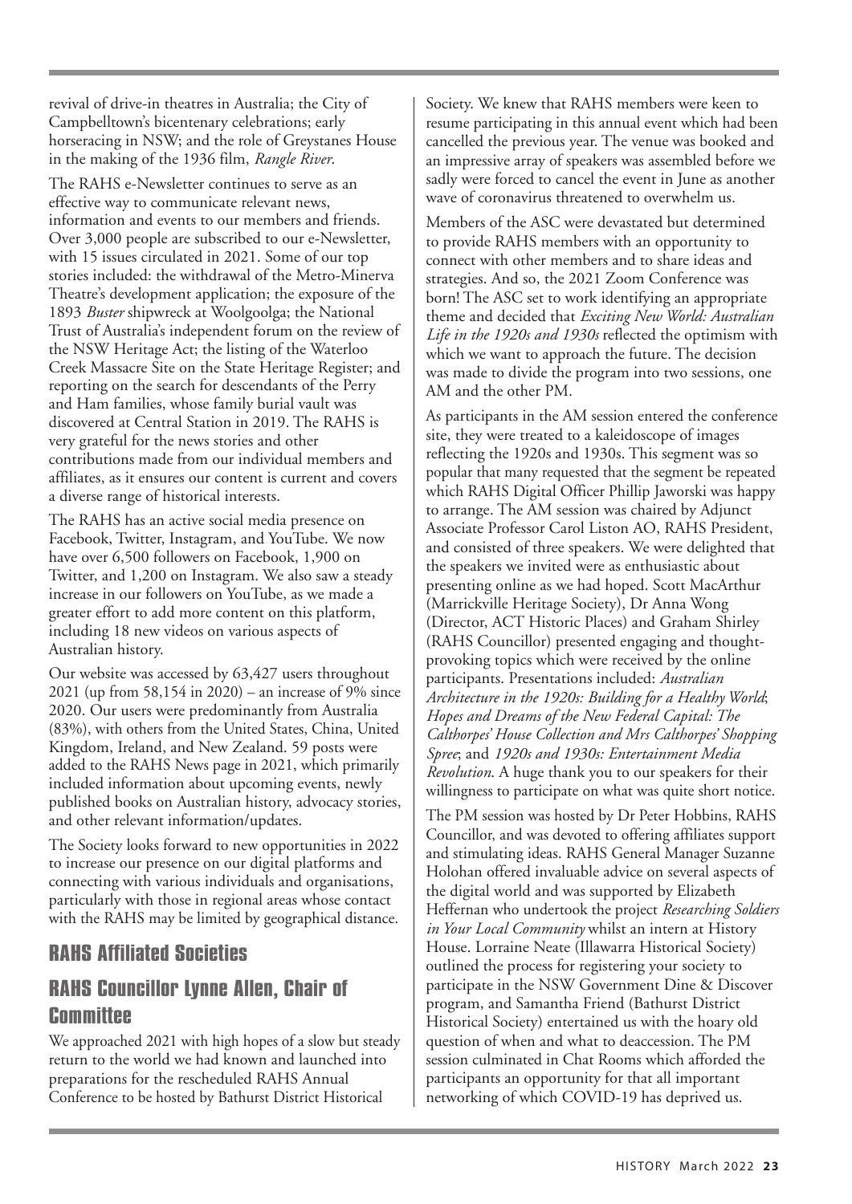revival of drive-in theatres in Australia; the City of Campbelltown's bicentenary celebrations; early horseracing in NSW; and the role of Greystanes House in the making of the 1936 film, *Rangle River*.

The RAHS e-Newsletter continues to serve as an effective way to communicate relevant news, information and events to our members and friends. Over 3,000 people are subscribed to our e-Newsletter, with 15 issues circulated in 2021. Some of our top stories included: the withdrawal of the Metro-Minerva Theatre's development application; the exposure of the 1893 *Buster* shipwreck at Woolgoolga; the National Trust of Australia's independent forum on the review of the NSW Heritage Act; the listing of the Waterloo Creek Massacre Site on the State Heritage Register; and reporting on the search for descendants of the Perry and Ham families, whose family burial vault was discovered at Central Station in 2019. The RAHS is very grateful for the news stories and other contributions made from our individual members and affiliates, as it ensures our content is current and covers a diverse range of historical interests.

The RAHS has an active social media presence on Facebook, Twitter, Instagram, and YouTube. We now have over 6,500 followers on Facebook, 1,900 on Twitter, and 1,200 on Instagram. We also saw a steady increase in our followers on YouTube, as we made a greater effort to add more content on this platform, including 18 new videos on various aspects of Australian history.

Our website was accessed by 63,427 users throughout 2021 (up from 58,154 in 2020) – an increase of 9% since 2020. Our users were predominantly from Australia (83%), with others from the United States, China, United Kingdom, Ireland, and New Zealand. 59 posts were added to the RAHS News page in 2021, which primarily included information about upcoming events, newly published books on Australian history, advocacy stories, and other relevant information/updates.

The Society looks forward to new opportunities in 2022 to increase our presence on our digital platforms and connecting with various individuals and organisations, particularly with those in regional areas whose contact with the RAHS may be limited by geographical distance.

## RAHS Affiliated Societies

## RAHS Councillor Lynne Allen, Chair of Committee

We approached 2021 with high hopes of a slow but steady return to the world we had known and launched into preparations for the rescheduled RAHS Annual Conference to be hosted by Bathurst District Historical Society. We knew that RAHS members were keen to resume participating in this annual event which had been cancelled the previous year. The venue was booked and an impressive array of speakers was assembled before we sadly were forced to cancel the event in June as another wave of coronavirus threatened to overwhelm us.

Members of the ASC were devastated but determined to provide RAHS members with an opportunity to connect with other members and to share ideas and strategies. And so, the 2021 Zoom Conference was born! The ASC set to work identifying an appropriate theme and decided that *Exciting New World: Australian Life in the 1920s and 1930s* reflected the optimism with which we want to approach the future. The decision was made to divide the program into two sessions, one AM and the other PM.

As participants in the AM session entered the conference site, they were treated to a kaleidoscope of images reflecting the 1920s and 1930s. This segment was so popular that many requested that the segment be repeated which RAHS Digital Officer Phillip Jaworski was happy to arrange. The AM session was chaired by Adjunct Associate Professor Carol Liston AO, RAHS President, and consisted of three speakers. We were delighted that the speakers we invited were as enthusiastic about presenting online as we had hoped. Scott MacArthur (Marrickville Heritage Society), Dr Anna Wong (Director, ACT Historic Places) and Graham Shirley (RAHS Councillor) presented engaging and thought-provoking topics which were received by the online participants. Presentations included: *Australian Architecture in the 1920s: Building for a Healthy World*; *Hopes and Dreams of the New Federal Capital: The Calthorpes' House Collection and Mrs Calthorpes' Shopping Spree*; and *1920s and 1930s: Entertainment Media Revolution*. A huge thank you to our speakers for their willingness to participate on what was quite short notice.

The PM session was hosted by Dr Peter Hobbins, RAHS Councillor, and was devoted to offering affiliates support and stimulating ideas. RAHS General Manager Suzanne Holohan offered invaluable advice on several aspects of the digital world and was supported by Elizabeth Heffernan who undertook the project *Researching Soldiers in Your Local Community* whilst an intern at History House. Lorraine Neate (Illawarra Historical Society) outlined the process for registering your society to participate in the NSW Government Dine & Discover program, and Samantha Friend (Bathurst District Historical Society) entertained us with the hoary old question of when and what to deaccession. The PM session culminated in Chat Rooms which afforded the participants an opportunity for that all important networking of which COVID-19 has deprived us.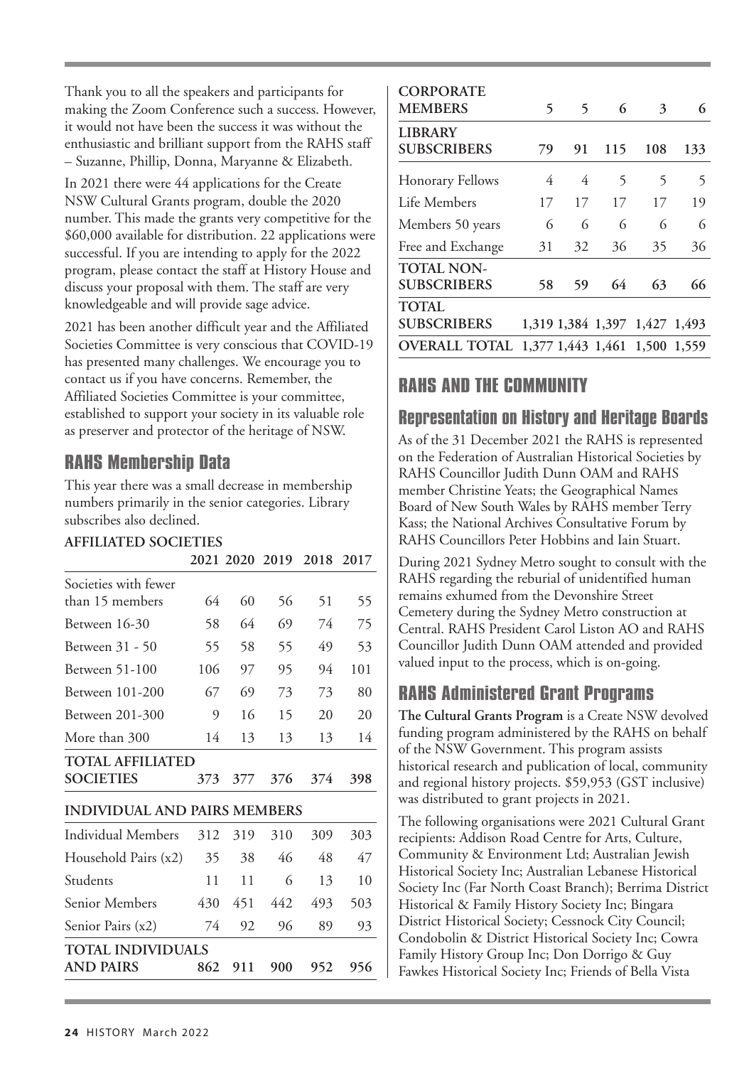Thank you to all the speakers and participants for making the Zoom Conference such a success. However, it would not have been the success it was without the enthusiastic and brilliant support from the RAHS staff – Suzanne, Phillip, Donna, Maryanne & Elizabeth.

In 2021 there were 44 applications for the Create NSW Cultural Grants program, double the 2020 number. This made the grants very competitive for the $60,000 available for distribution. 22 applications were successful. If you are intending to apply for the 2022 program, please contact the staff at History House and discuss your proposal with them. The staff are very knowledgeable and will provide sage advice.

2021 has been another difficult year and the Affiliated Societies Committee is very conscious that COVID-19 has presented many challenges. We encourage you to contact us if you have concerns. Remember, the Affiliated Societies Committee is your committee, established to support your society in its valuable role as preserver and protector of the heritage of NSW.

## RAHS Membership Data

This year there was a small decrease in membership numbers primarily in the senior categories. Library subscribes also declined.

| **AFFILIATED SOCIETIES** | 2021 | 2020 | 2019 | 2018 | 2017 |
|---|---|---|---|---|---|
| Societies with fewer than 15 members | 64 | 60 | 56 | 51 | 55 |
| Between 16-30 | 58 | 64 | 69 | 74 | 75 |
| Between 31 - 50 | 55 | 58 | 55 | 49 | 53 |
| Between 51-100 | 106 | 97 | 95 | 94 | 101 |
| Between 101-200 | 67 | 69 | 73 | 73 | 80 |
| Between 201-300 | 9 | 16 | 15 | 20 | 20 |
| More than 300 | 14 | 13 | 13 | 13 | 14 |
| **TOTAL AFFILIATED SOCIETIES** | **373** | **377** | **376** | **374** | **398** |
| **INDIVIDUAL AND PAIRS MEMBERS** | | | | | |
| Individual Members | 312 | 319 | 310 | 309 | 303 |
| Household Pairs (x2) | 35 | 38 | 46 | 48 | 47 |
| Students | 11 | 11 | 6 | 13 | 10 |
| Senior Members | 430 | 451 | 442 | 493 | 503 |
| Senior Pairs (x2) | 74 | 92 | 96 | 89 | 93 |
| **TOTAL INDIVIDUALS AND PAIRS** | **862** | **911** | **900** | **952** | **956** |
| **CORPORATE MEMBERS** | **5** | **5** | **6** | **3** | **6** |
| **LIBRARY SUBSCRIBERS** | **79** | **91** | **115** | **108** | **133** |
| Honorary Fellows | 4 | 4 | 5 | 5 | 5 |
| Life Members | 17 | 17 | 17 | 17 | 19 |
| Members 50 years | 6 | 6 | 6 | 6 | 6 |
| Free and Exchange | 31 | 32 | 36 | 35 | 36 |
| **TOTAL NON-SUBSCRIBERS** | **58** | **59** | **64** | **63** | **66** |
| **TOTAL SUBSCRIBERS** | **1,319** | **1,384** | **1,397** | **1,427** | **1,493** |
| **OVERALL TOTAL** | **1,377** | **1,443** | **1,461** | **1,500** | **1,559** |

# RAHS AND THE COMMUNITY

## Representation on History and Heritage Boards

As of the 31 December 2021 the RAHS is represented on the Federation of Australian Historical Societies by RAHS Councillor Judith Dunn OAM and RAHS member Christine Yeats; the Geographical Names Board of New South Wales by RAHS member Terry Kass; the National Archives Consultative Forum by RAHS Councillors Peter Hobbins and Iain Stuart.

During 2021 Sydney Metro sought to consult with the RAHS regarding the reburial of unidentified human remains exhumed from the Devonshire Street Cemetery during the Sydney Metro construction at Central. RAHS President Carol Liston AO and RAHS Councillor Judith Dunn OAM attended and provided valued input to the process, which is on-going.

## RAHS Administered Grant Programs

**The Cultural Grants Program** is a Create NSW devolved funding program administered by the RAHS on behalf of the NSW Government. This program assists historical research and publication of local, community and regional history projects. $59,953 (GST inclusive) was distributed to grant projects in 2021.

The following organisations were 2021 Cultural Grant recipients: Addison Road Centre for Arts, Culture, Community & Environment Ltd; Australian Jewish Historical Society Inc; Australian Lebanese Historical Society Inc (Far North Coast Branch); Berrima District Historical & Family History Society Inc; Bingara District Historical Society; Cessnock City Council; Condobolin & District Historical Society Inc; Cowra Family History Group Inc; Don Dorrigo & Guy Fawkes Historical Society Inc; Friends of Bella Vista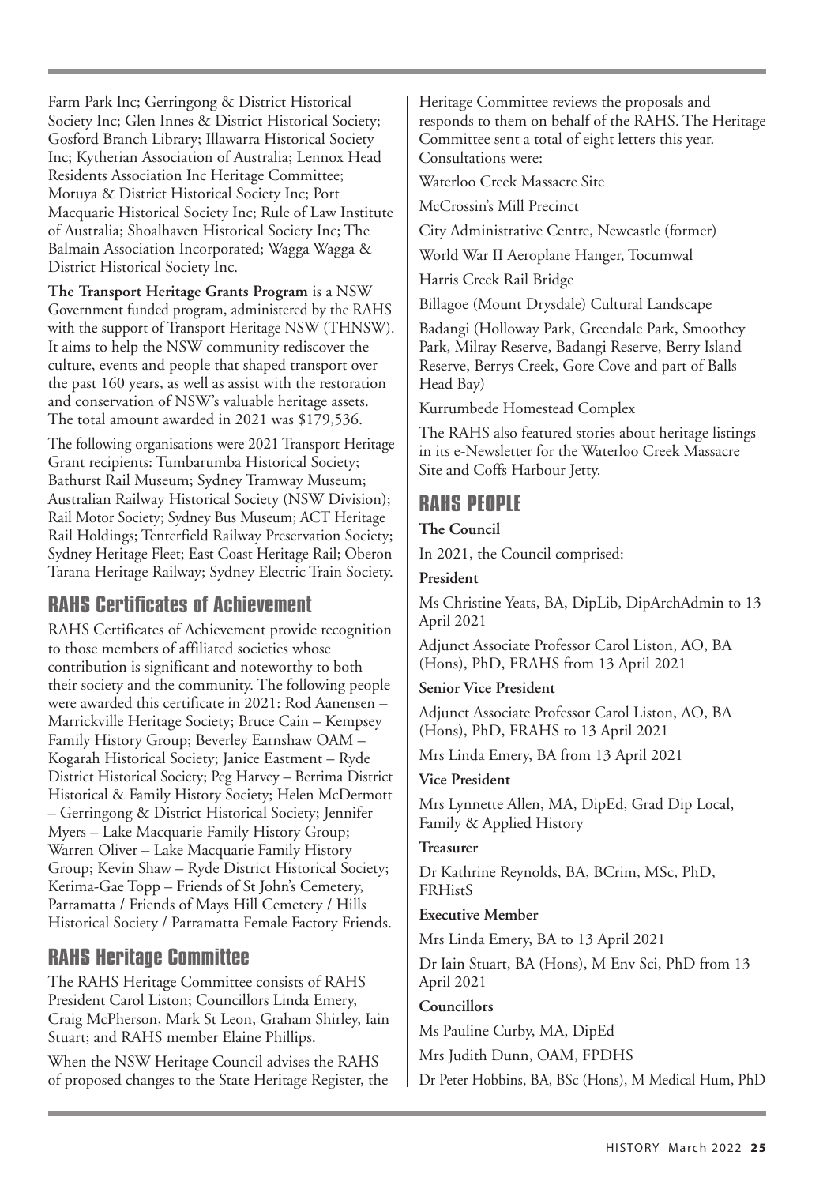Farm Park Inc; Gerringong & District Historical Society Inc; Glen Innes & District Historical Society; Gosford Branch Library; Illawarra Historical Society Inc; Kytherian Association of Australia; Lennox Head Residents Association Inc Heritage Committee; Moruya & District Historical Society Inc; Port Macquarie Historical Society Inc; Rule of Law Institute of Australia; Shoalhaven Historical Society Inc; The Balmain Association Incorporated; Wagga Wagga & District Historical Society Inc.

**The Transport Heritage Grants Program** is a NSW Government funded program, administered by the RAHS with the support of Transport Heritage NSW (THNSW). It aims to help the NSW community rediscover the culture, events and people that shaped transport over the past 160 years, as well as assist with the restoration and conservation of NSW's valuable heritage assets. The total amount awarded in 2021 was $179,536.

The following organisations were 2021 Transport Heritage Grant recipients: Tumbarumba Historical Society; Bathurst Rail Museum; Sydney Tramway Museum; Australian Railway Historical Society (NSW Division); Rail Motor Society; Sydney Bus Museum; ACT Heritage Rail Holdings; Tenterfield Railway Preservation Society; Sydney Heritage Fleet; East Coast Heritage Rail; Oberon Tarana Heritage Railway; Sydney Electric Train Society.

## RAHS Certificates of Achievement

RAHS Certificates of Achievement provide recognition to those members of affiliated societies whose contribution is significant and noteworthy to both their society and the community. The following people were awarded this certificate in 2021: Rod Aanensen – Marrickville Heritage Society; Bruce Cain – Kempsey Family History Group; Beverley Earnshaw OAM – Kogarah Historical Society; Janice Eastment – Ryde District Historical Society; Peg Harvey – Berrima District Historical & Family History Society; Helen McDermott – Gerringong & District Historical Society; Jennifer Myers – Lake Macquarie Family History Group; Warren Oliver – Lake Macquarie Family History Group; Kevin Shaw – Ryde District Historical Society; Kerima-Gae Topp – Friends of St John's Cemetery, Parramatta / Friends of Mays Hill Cemetery / Hills Historical Society / Parramatta Female Factory Friends.

## RAHS Heritage Committee

The RAHS Heritage Committee consists of RAHS President Carol Liston; Councillors Linda Emery, Craig McPherson, Mark St Leon, Graham Shirley, Iain Stuart; and RAHS member Elaine Phillips.

When the NSW Heritage Council advises the RAHS of proposed changes to the State Heritage Register, the Heritage Committee reviews the proposals and responds to them on behalf of the RAHS. The Heritage Committee sent a total of eight letters this year. Consultations were:

Waterloo Creek Massacre Site

McCrossin's Mill Precinct

City Administrative Centre, Newcastle (former)

World War II Aeroplane Hanger, Tocumwal

Harris Creek Rail Bridge

Billagoe (Mount Drysdale) Cultural Landscape

Badangi (Holloway Park, Greendale Park, Smoothey Park, Milray Reserve, Badangi Reserve, Berry Island Reserve, Berrys Creek, Gore Cove and part of Balls Head Bay)

Kurrumbede Homestead Complex

The RAHS also featured stories about heritage listings in its e-Newsletter for the Waterloo Creek Massacre Site and Coffs Harbour Jetty.

## RAHS PEOPLE

**The Council**

In 2021, the Council comprised:

**President**

Ms Christine Yeats, BA, DipLib, DipArchAdmin to 13 April 2021

Adjunct Associate Professor Carol Liston, AO, BA (Hons), PhD, FRAHS from 13 April 2021

**Senior Vice President**

Adjunct Associate Professor Carol Liston, AO, BA (Hons), PhD, FRAHS to 13 April 2021

Mrs Linda Emery, BA from 13 April 2021

**Vice President**

Mrs Lynnette Allen, MA, DipEd, Grad Dip Local, Family & Applied History

**Treasurer**

Dr Kathrine Reynolds, BA, BCrim, MSc, PhD, FRHistS

**Executive Member**

Mrs Linda Emery, BA to 13 April 2021

Dr Iain Stuart, BA (Hons), M Env Sci, PhD from 13 April 2021

**Councillors**

Ms Pauline Curby, MA, DipEd

Mrs Judith Dunn, OAM, FPDHS

Dr Peter Hobbins, BA, BSc (Hons), M Medical Hum, PhD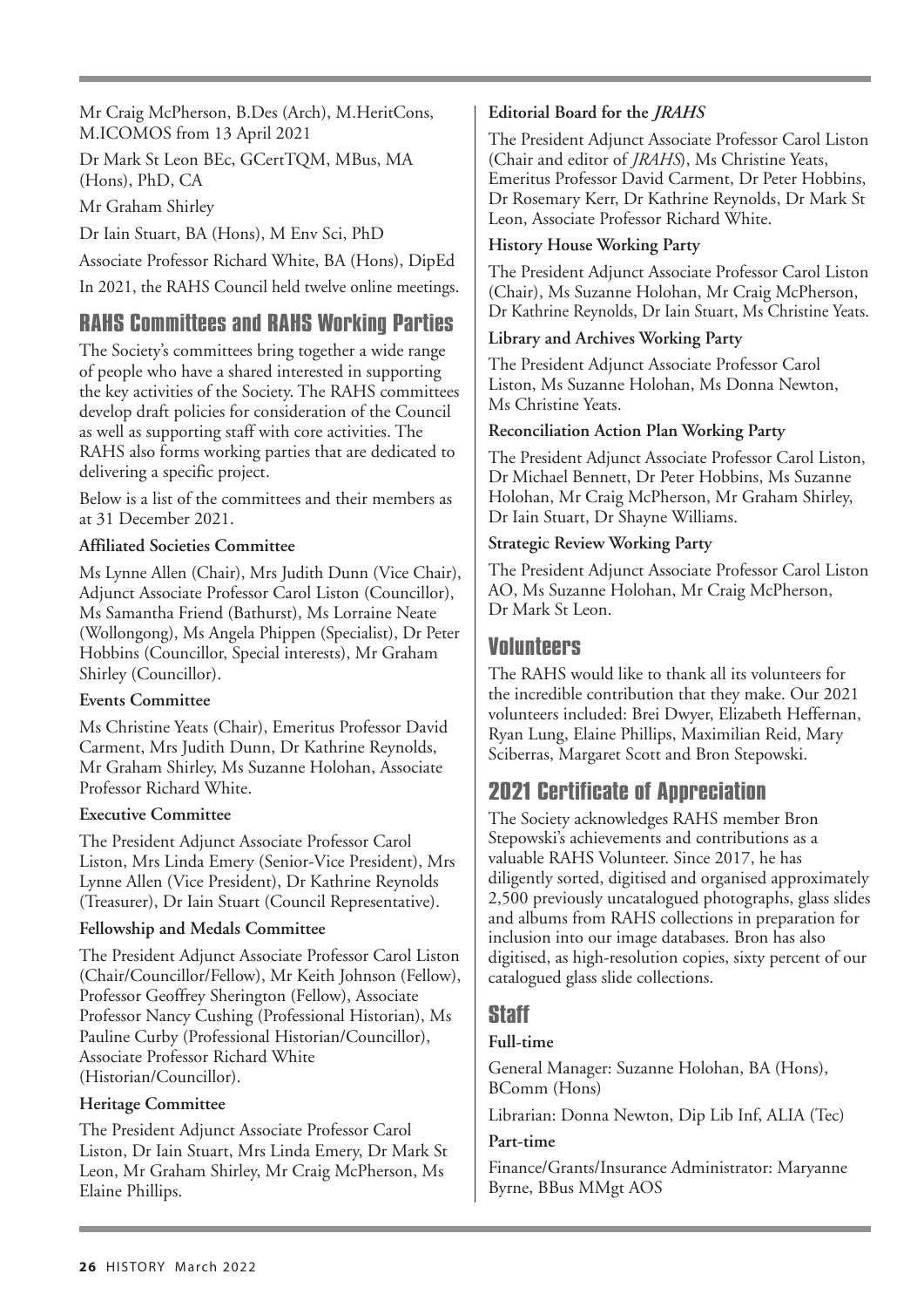Mr Craig McPherson, B.Des (Arch), M.HeritCons, M.ICOMOS from 13 April 2021

Dr Mark St Leon BEc, GCertTQM, MBus, MA (Hons), PhD, CA

Mr Graham Shirley

Dr Iain Stuart, BA (Hons), M Env Sci, PhD

Associate Professor Richard White, BA (Hons), DipEd

In 2021, the RAHS Council held twelve online meetings.

## RAHS Committees and RAHS Working Parties

The Society's committees bring together a wide range of people who have a shared interested in supporting the key activities of the Society. The RAHS committees develop draft policies for consideration of the Council as well as supporting staff with core activities. The RAHS also forms working parties that are dedicated to delivering a specific project.

Below is a list of the committees and their members as at 31 December 2021.

**Affiliated Societies Committee**

Ms Lynne Allen (Chair), Mrs Judith Dunn (Vice Chair), Adjunct Associate Professor Carol Liston (Councillor), Ms Samantha Friend (Bathurst), Ms Lorraine Neate (Wollongong), Ms Angela Phippen (Specialist), Dr Peter Hobbins (Councillor, Special interests), Mr Graham Shirley (Councillor).

**Events Committee**

Ms Christine Yeats (Chair), Emeritus Professor David Carment, Mrs Judith Dunn, Dr Kathrine Reynolds, Mr Graham Shirley, Ms Suzanne Holohan, Associate Professor Richard White.

**Executive Committee**

The President Adjunct Associate Professor Carol Liston, Mrs Linda Emery (Senior-Vice President), Mrs Lynne Allen (Vice President), Dr Kathrine Reynolds (Treasurer), Dr Iain Stuart (Council Representative).

**Fellowship and Medals Committee**

The President Adjunct Associate Professor Carol Liston (Chair/Councillor/Fellow), Mr Keith Johnson (Fellow), Professor Geoffrey Sherington (Fellow), Associate Professor Nancy Cushing (Professional Historian), Ms Pauline Curby (Professional Historian/Councillor), Associate Professor Richard White (Historian/Councillor).

**Heritage Committee**

The President Adjunct Associate Professor Carol Liston, Dr Iain Stuart, Mrs Linda Emery, Dr Mark St Leon, Mr Graham Shirley, Mr Craig McPherson, Ms Elaine Phillips.

**Editorial Board for the *JRAHS***

The President Adjunct Associate Professor Carol Liston (Chair and editor of *JRAHS*), Ms Christine Yeats, Emeritus Professor David Carment, Dr Peter Hobbins, Dr Rosemary Kerr, Dr Kathrine Reynolds, Dr Mark St Leon, Associate Professor Richard White.

**History House Working Party**

The President Adjunct Associate Professor Carol Liston (Chair), Ms Suzanne Holohan, Mr Craig McPherson, Dr Kathrine Reynolds, Dr Iain Stuart, Ms Christine Yeats.

**Library and Archives Working Party**

The President Adjunct Associate Professor Carol Liston, Ms Suzanne Holohan, Ms Donna Newton, Ms Christine Yeats.

**Reconciliation Action Plan Working Party**

The President Adjunct Associate Professor Carol Liston, Dr Michael Bennett, Dr Peter Hobbins, Ms Suzanne Holohan, Mr Craig McPherson, Mr Graham Shirley, Dr Iain Stuart, Dr Shayne Williams.

**Strategic Review Working Party**

The President Adjunct Associate Professor Carol Liston AO, Ms Suzanne Holohan, Mr Craig McPherson, Dr Mark St Leon.

## Volunteers

The RAHS would like to thank all its volunteers for the incredible contribution that they make. Our 2021 volunteers included: Brei Dwyer, Elizabeth Heffernan, Ryan Lung, Elaine Phillips, Maximilian Reid, Mary Sciberras, Margaret Scott and Bron Stepowski.

## 2021 Certificate of Appreciation

The Society acknowledges RAHS member Bron Stepowski's achievements and contributions as a valuable RAHS Volunteer. Since 2017, he has diligently sorted, digitised and organised approximately 2,500 previously uncatalogued photographs, glass slides and albums from RAHS collections in preparation for inclusion into our image databases. Bron has also digitised, as high-resolution copies, sixty percent of our catalogued glass slide collections.

## Staff

**Full-time**

General Manager: Suzanne Holohan, BA (Hons), BComm (Hons)

Librarian: Donna Newton, Dip Lib Inf, ALIA (Tec)

**Part-time**

Finance/Grants/Insurance Administrator: Maryanne Byrne, BBus MMgt AOS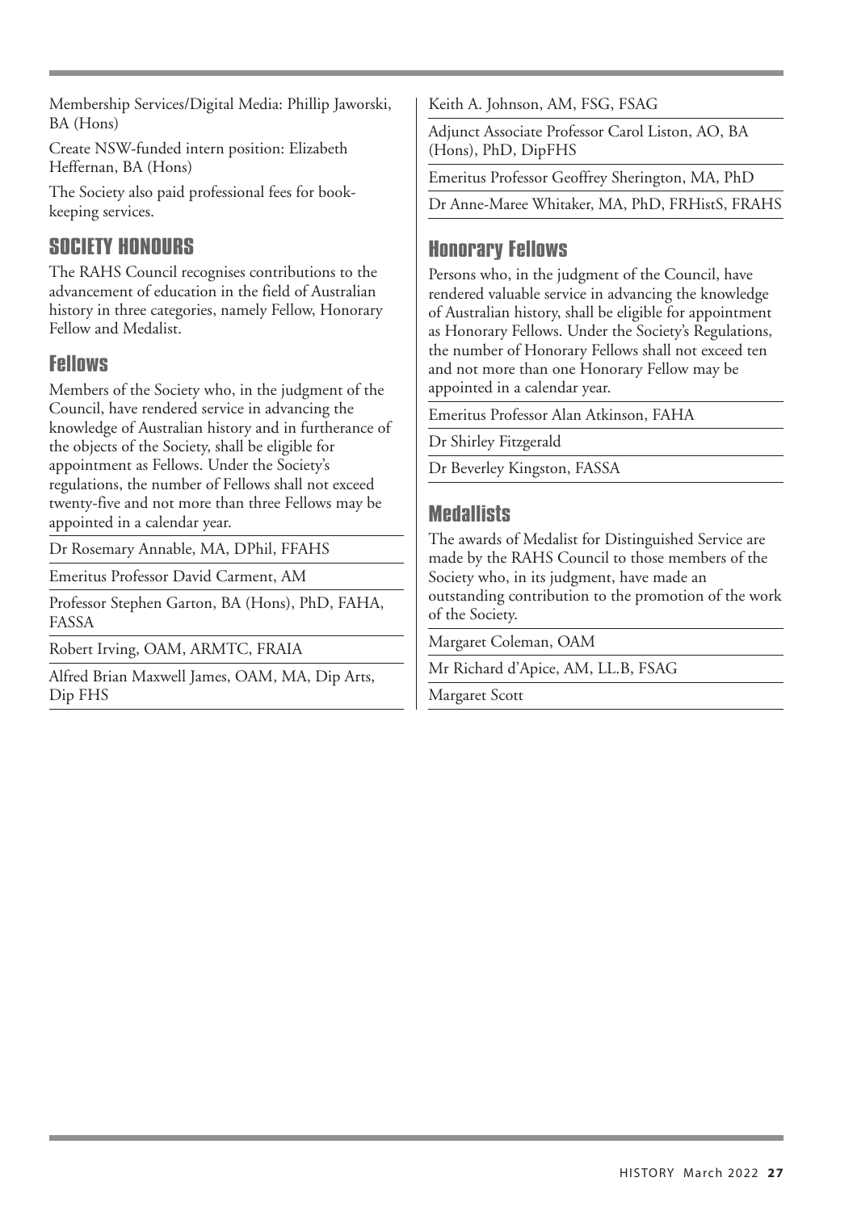Membership Services/Digital Media: Phillip Jaworski, BA (Hons)

Create NSW-funded intern position: Elizabeth Heffernan, BA (Hons)

The Society also paid professional fees for book-keeping services.

## SOCIETY HONOURS

The RAHS Council recognises contributions to the advancement of education in the field of Australian history in three categories, namely Fellow, Honorary Fellow and Medalist.

### Fellows

Members of the Society who, in the judgment of the Council, have rendered service in advancing the knowledge of Australian history and in furtherance of the objects of the Society, shall be eligible for appointment as Fellows. Under the Society's regulations, the number of Fellows shall not exceed twenty-five and not more than three Fellows may be appointed in a calendar year.

Dr Rosemary Annable, MA, DPhil, FFAHS

Emeritus Professor David Carment, AM

Professor Stephen Garton, BA (Hons), PhD, FAHA, FASSA

Robert Irving, OAM, ARMTC, FRAIA

Alfred Brian Maxwell James, OAM, MA, Dip Arts, Dip FHS

Keith A. Johnson, AM, FSG, FSAG

Adjunct Associate Professor Carol Liston, AO, BA (Hons), PhD, DipFHS

Emeritus Professor Geoffrey Sherington, MA, PhD

Dr Anne-Maree Whitaker, MA, PhD, FRHistS, FRAHS

### Honorary Fellows

Persons who, in the judgment of the Council, have rendered valuable service in advancing the knowledge of Australian history, shall be eligible for appointment as Honorary Fellows. Under the Society's Regulations, the number of Honorary Fellows shall not exceed ten and not more than one Honorary Fellow may be appointed in a calendar year.

Emeritus Professor Alan Atkinson, FAHA

Dr Shirley Fitzgerald

Dr Beverley Kingston, FASSA

### Medallists

The awards of Medalist for Distinguished Service are made by the RAHS Council to those members of the Society who, in its judgment, have made an outstanding contribution to the promotion of the work of the Society.

Margaret Coleman, OAM

Mr Richard d'Apice, AM, LL.B, FSAG

Margaret Scott